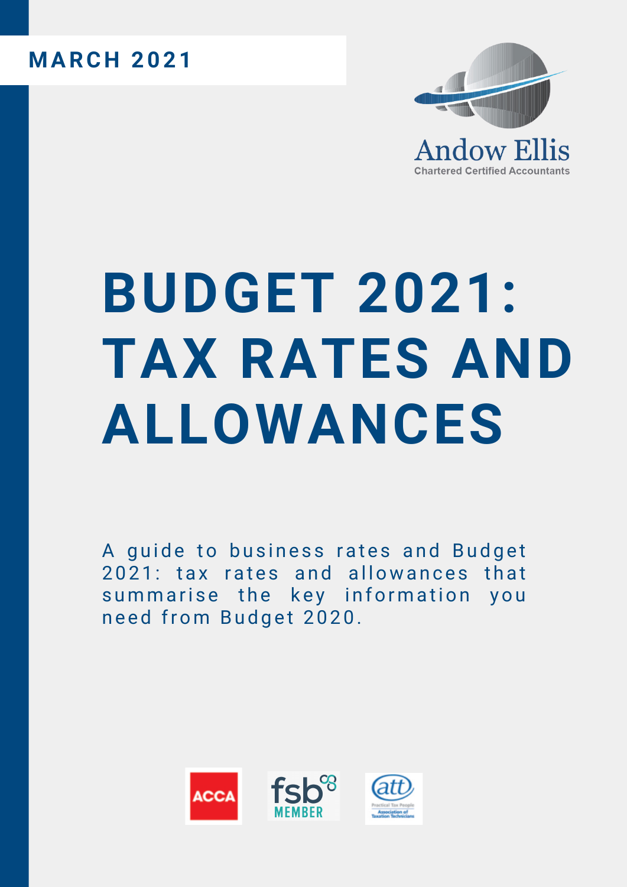**MARCH 2021**

Andow Ellis
Chartered Certified Accountants

# BUDGET 2021: TAX RATES AND ALLOWANCES

A guide to business rates and Budget 2021: tax rates and allowances that summarise the key information you need from Budget 2020.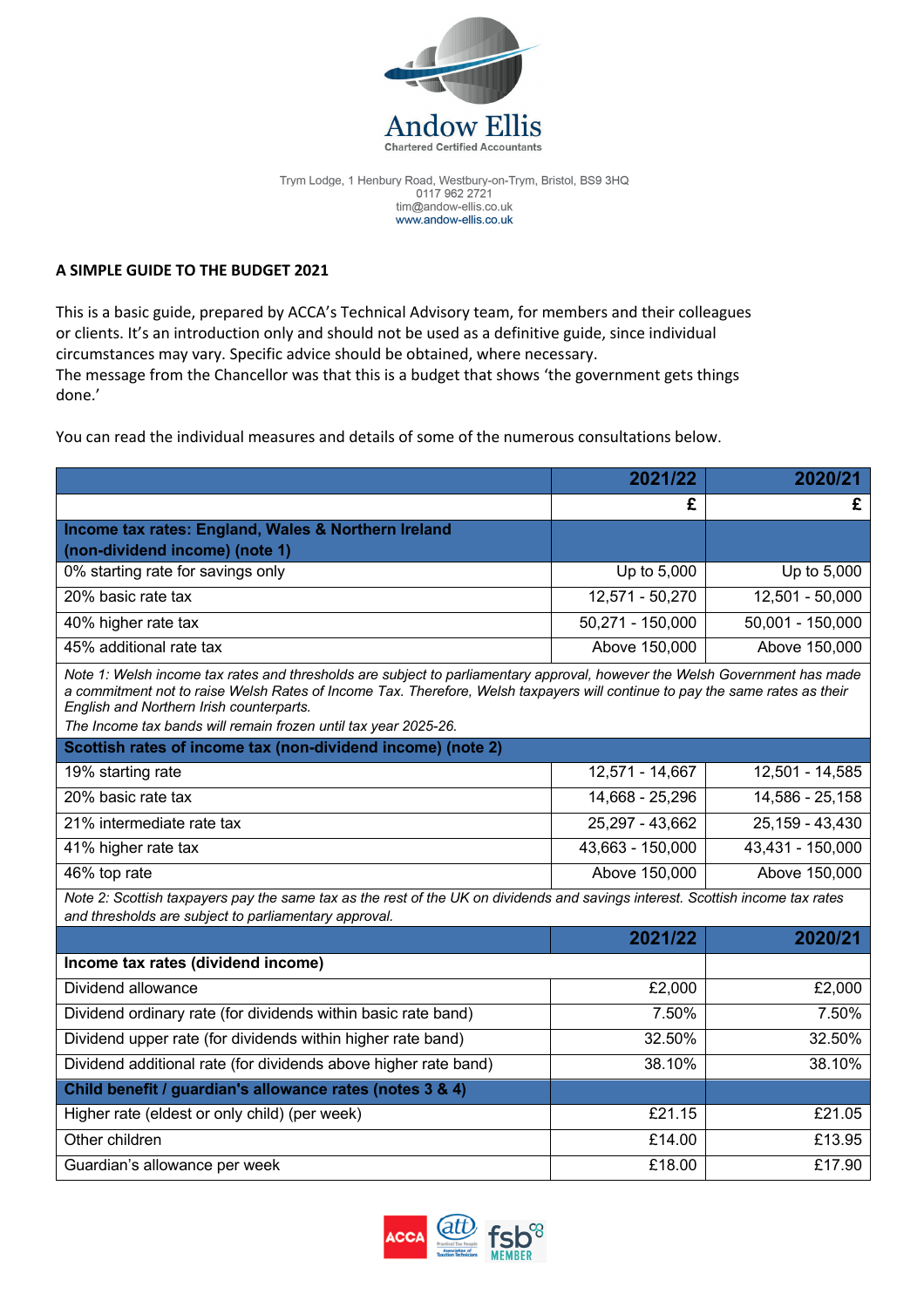Andow Ellis
Chartered Certified Accountants

Trym Lodge, 1 Henbury Road, Westbury-on-Trym, Bristol, BS9 3HQ
0117 962 2721
tim@andow-ellis.co.uk
www.andow-ellis.co.uk

**A SIMPLE GUIDE TO THE BUDGET 2021**

This is a basic guide, prepared by ACCA's Technical Advisory team, for members and their colleagues or clients. It's an introduction only and should not be used as a definitive guide, since individual circumstances may vary. Specific advice should be obtained, where necessary.
The message from the Chancellor was that this is a budget that shows 'the government gets things done.'

You can read the individual measures and details of some of the numerous consultations below.

| | 2021/22 | 2020/21 |
|---|---|---|
| | £ | £ |
| **Income tax rates: England, Wales & Northern Ireland (non-dividend income) (note 1)** | | |
| 0% starting rate for savings only | Up to 5,000 | Up to 5,000 |
| 20% basic rate tax | 12,571 - 50,270 | 12,501 - 50,000 |
| 40% higher rate tax | 50,271 - 150,000 | 50,001 - 150,000 |
| 45% additional rate tax | Above 150,000 | Above 150,000 |
| *Note 1: Welsh income tax rates and thresholds are subject to parliamentary approval, however the Welsh Government has made a commitment not to raise Welsh Rates of Income Tax. Therefore, Welsh taxpayers will continue to pay the same rates as their English and Northern Irish counterparts. The Income tax bands will remain frozen until tax year 2025-26.* | | |
| **Scottish rates of income tax (non-dividend income) (note 2)** | | |
| 19% starting rate | 12,571 - 14,667 | 12,501 - 14,585 |
| 20% basic rate tax | 14,668 - 25,296 | 14,586 - 25,158 |
| 21% intermediate rate tax | 25,297 - 43,662 | 25,159 - 43,430 |
| 41% higher rate tax | 43,663 - 150,000 | 43,431 - 150,000 |
| 46% top rate | Above 150,000 | Above 150,000 |
| *Note 2: Scottish taxpayers pay the same tax as the rest of the UK on dividends and savings interest. Scottish income tax rates and thresholds are subject to parliamentary approval.* | | |
| | **2021/22** | **2020/21** |
| **Income tax rates (dividend income)** | | |
| Dividend allowance | £2,000 | £2,000 |
| Dividend ordinary rate (for dividends within basic rate band) | 7.50% | 7.50% |
| Dividend upper rate (for dividends within higher rate band) | 32.50% | 32.50% |
| Dividend additional rate (for dividends above higher rate band) | 38.10% | 38.10% |
| **Child benefit / guardian's allowance rates (notes 3 & 4)** | | |
| Higher rate (eldest or only child) (per week) | £21.15 | £21.05 |
| Other children | £14.00 | £13.95 |
| Guardian's allowance per week | £18.00 | £17.90 |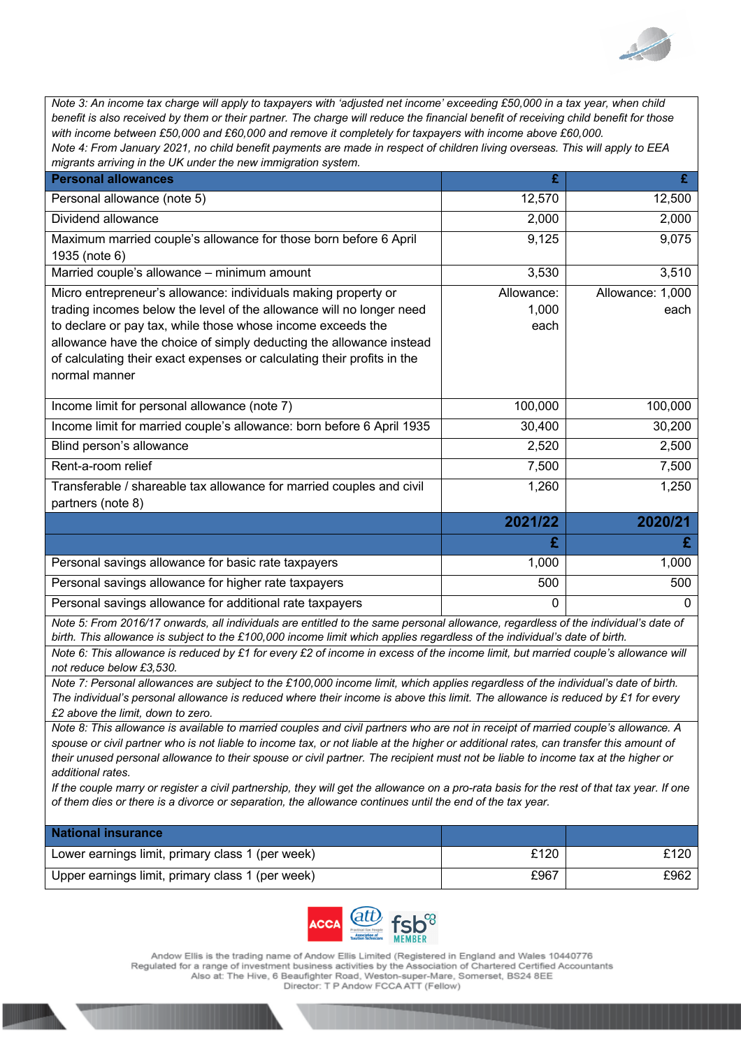*Note 3: An income tax charge will apply to taxpayers with 'adjusted net income' exceeding £50,000 in a tax year, when child benefit is also received by them or their partner. The charge will reduce the financial benefit of receiving child benefit for those with income between £50,000 and £60,000 and remove it completely for taxpayers with income above £60,000.*
*Note 4: From January 2021, no child benefit payments are made in respect of children living overseas. This will apply to EEA migrants arriving in the UK under the new immigration system.*

| Personal allowances | £ | £ |
|---|---|---|
| Personal allowance (note 5) | 12,570 | 12,500 |
| Dividend allowance | 2,000 | 2,000 |
| Maximum married couple's allowance for those born before 6 April 1935 (note 6) | 9,125 | 9,075 |
| Married couple's allowance – minimum amount | 3,530 | 3,510 |
| Micro entrepreneur's allowance: individuals making property or trading incomes below the level of the allowance will no longer need to declare or pay tax, while those whose income exceeds the allowance have the choice of simply deducting the allowance instead of calculating their exact expenses or calculating their profits in the normal manner | Allowance: 1,000 each | Allowance: 1,000 each |
| Income limit for personal allowance (note 7) | 100,000 | 100,000 |
| Income limit for married couple's allowance: born before 6 April 1935 | 30,400 | 30,200 |
| Blind person's allowance | 2,520 | 2,500 |
| Rent-a-room relief | 7,500 | 7,500 |
| Transferable / shareable tax allowance for married couples and civil partners (note 8) | 1,260 | 1,250 |
| | **2021/22** | **2020/21** |
| | **£** | **£** |
| Personal savings allowance for basic rate taxpayers | 1,000 | 1,000 |
| Personal savings allowance for higher rate taxpayers | 500 | 500 |
| Personal savings allowance for additional rate taxpayers | 0 | 0 |

*Note 5: From 2016/17 onwards, all individuals are entitled to the same personal allowance, regardless of the individual's date of birth. This allowance is subject to the £100,000 income limit which applies regardless of the individual's date of birth.*

*Note 6: This allowance is reduced by £1 for every £2 of income in excess of the income limit, but married couple's allowance will not reduce below £3,530.*

*Note 7: Personal allowances are subject to the £100,000 income limit, which applies regardless of the individual's date of birth. The individual's personal allowance is reduced where their income is above this limit. The allowance is reduced by £1 for every £2 above the limit, down to zero.*

*Note 8: This allowance is available to married couples and civil partners who are not in receipt of married couple's allowance. A spouse or civil partner who is not liable to income tax, or not liable at the higher or additional rates, can transfer this amount of their unused personal allowance to their spouse or civil partner. The recipient must not be liable to income tax at the higher or additional rates.*
*If the couple marry or register a civil partnership, they will get the allowance on a pro-rata basis for the rest of that tax year. If one of them dies or there is a divorce or separation, the allowance continues until the end of the tax year.*

| National insurance | | |
|---|---|---|
| Lower earnings limit, primary class 1 (per week) | £120 | £120 |
| Upper earnings limit, primary class 1 (per week) | £967 | £962 |

Andow Ellis is the trading name of Andow Ellis Limited (Registered in England and Wales 10440776
Regulated for a range of investment business activities by the Association of Chartered Certified Accountants
Also at: The Hive, 6 Beaufighter Road, Weston-super-Mare, Somerset, BS24 8EE
Director: T P Andow FCCA ATT (Fellow)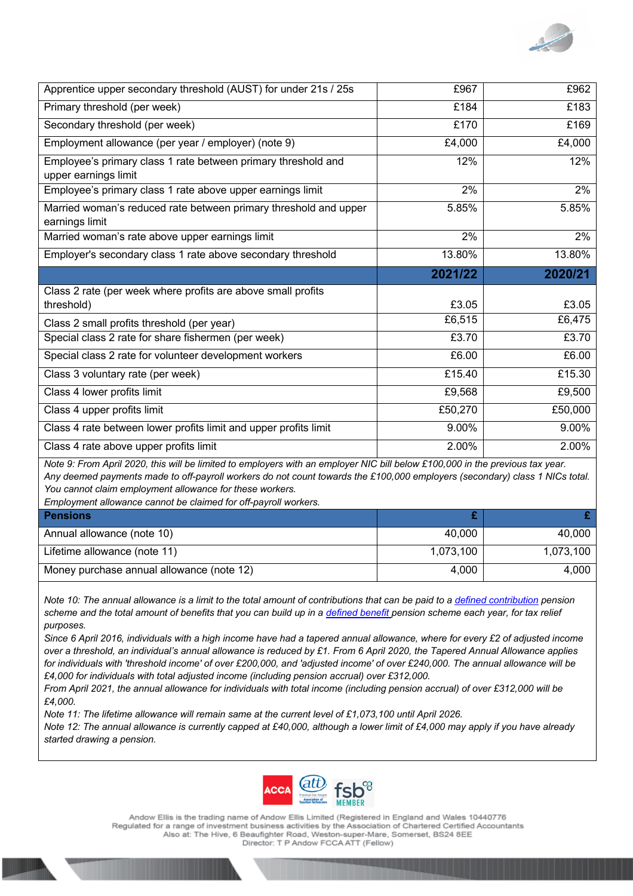| | | |
|---|---|---|
| Apprentice upper secondary threshold (AUST) for under 21s / 25s | £967 | £962 |
| Primary threshold (per week) | £184 | £183 |
| Secondary threshold (per week) | £170 | £169 |
| Employment allowance (per year / employer) (note 9) | £4,000 | £4,000 |
| Employee's primary class 1 rate between primary threshold and upper earnings limit | 12% | 12% |
| Employee's primary class 1 rate above upper earnings limit | 2% | 2% |
| Married woman's reduced rate between primary threshold and upper earnings limit | 5.85% | 5.85% |
| Married woman's rate above upper earnings limit | 2% | 2% |
| Employer's secondary class 1 rate above secondary threshold | 13.80% | 13.80% |

| | 2021/22 | 2020/21 |
|---|---|---|
| Class 2 rate (per week where profits are above small profits threshold) | £3.05 | £3.05 |
| Class 2 small profits threshold (per year) | £6,515 | £6,475 |
| Special class 2 rate for share fishermen (per week) | £3.70 | £3.70 |
| Special class 2 rate for volunteer development workers | £6.00 | £6.00 |
| Class 3 voluntary rate (per week) | £15.40 | £15.30 |
| Class 4 lower profits limit | £9,568 | £9,500 |
| Class 4 upper profits limit | £50,270 | £50,000 |
| Class 4 rate between lower profits limit and upper profits limit | 9.00% | 9.00% |
| Class 4 rate above upper profits limit | 2.00% | 2.00% |

*Note 9: From April 2020, this will be limited to employers with an employer NIC bill below £100,000 in the previous tax year. Any deemed payments made to off-payroll workers do not count towards the £100,000 employers (secondary) class 1 NICs total. You cannot claim employment allowance for these workers.*
*Employment allowance cannot be claimed for off-payroll workers.*

| **Pensions** | **£** | **£** |
|---|---|---|
| Annual allowance (note 10) | 40,000 | 40,000 |
| Lifetime allowance (note 11) | 1,073,100 | 1,073,100 |
| Money purchase annual allowance (note 12) | 4,000 | 4,000 |

*Note 10: The annual allowance is a limit to the total amount of contributions that can be paid to a defined contribution pension scheme and the total amount of benefits that you can build up in a defined benefit pension scheme each year, for tax relief purposes.*
*Since 6 April 2016, individuals with a high income have had a tapered annual allowance, where for every £2 of adjusted income over a threshold, an individual's annual allowance is reduced by £1. From 6 April 2020, the Tapered Annual Allowance applies for individuals with 'threshold income' of over £200,000, and 'adjusted income' of over £240,000. The annual allowance will be £4,000 for individuals with total adjusted income (including pension accrual) over £312,000.*
*From April 2021, the annual allowance for individuals with total income (including pension accrual) of over £312,000 will be £4,000.*
*Note 11: The lifetime allowance will remain same at the current level of £1,073,100 until April 2026.*
*Note 12: The annual allowance is currently capped at £40,000, although a lower limit of £4,000 may apply if you have already started drawing a pension.*

Andow Ellis is the trading name of Andow Ellis Limited (Registered in England and Wales 10440776
Regulated for a range of investment business activities by the Association of Chartered Certified Accountants
Also at: The Hive, 6 Beaufighter Road, Weston-super-Mare, Somerset, BS24 8EE
Director: T P Andow FCCA ATT (Fellow)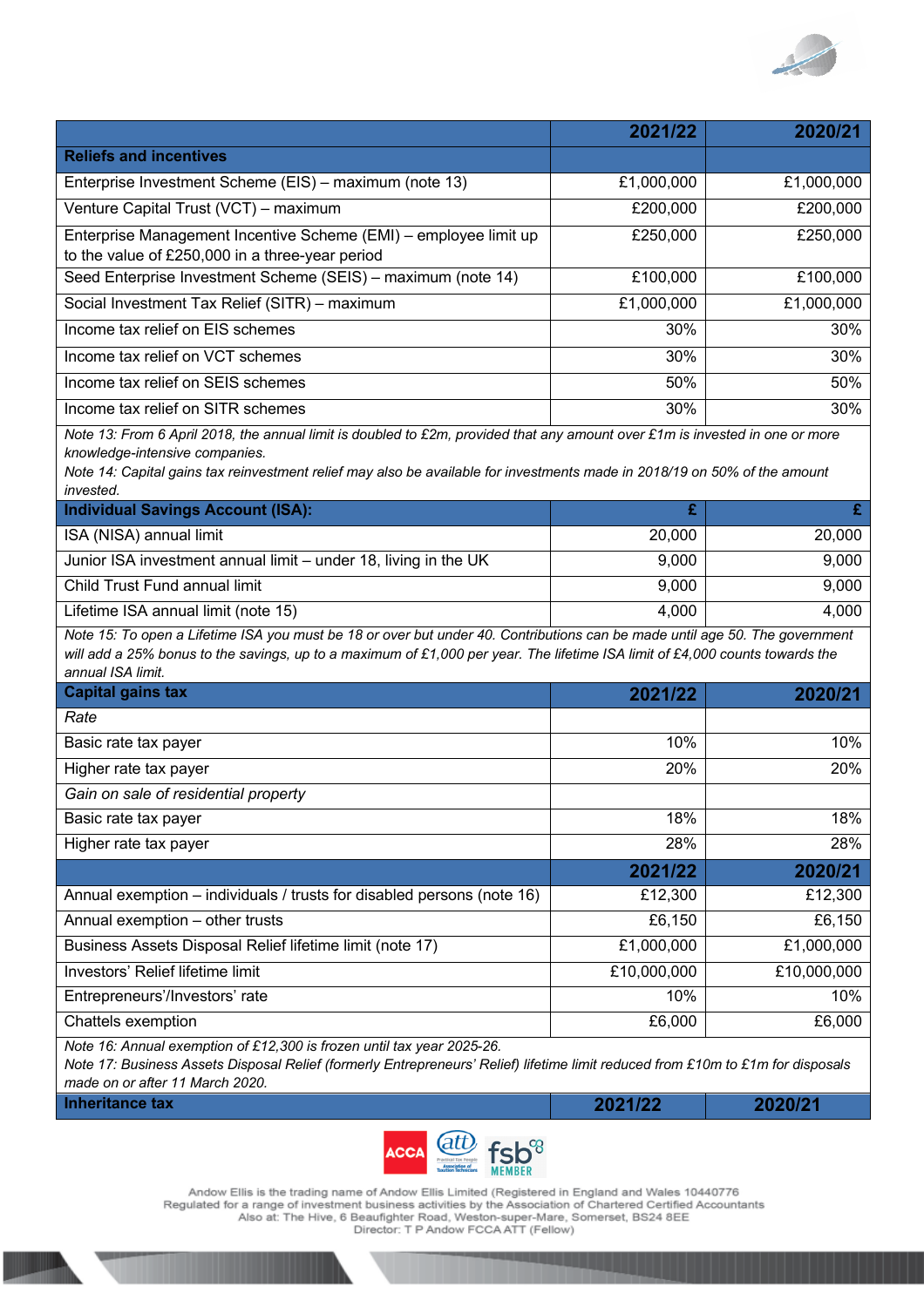| | 2021/22 | 2020/21 |
|---|---|---|
| **Reliefs and incentives** | | |
| Enterprise Investment Scheme (EIS) – maximum (note 13) | £1,000,000 | £1,000,000 |
| Venture Capital Trust (VCT) – maximum | £200,000 | £200,000 |
| Enterprise Management Incentive Scheme (EMI) – employee limit up to the value of £250,000 in a three-year period | £250,000 | £250,000 |
| Seed Enterprise Investment Scheme (SEIS) – maximum (note 14) | £100,000 | £100,000 |
| Social Investment Tax Relief (SITR) – maximum | £1,000,000 | £1,000,000 |
| Income tax relief on EIS schemes | 30% | 30% |
| Income tax relief on VCT schemes | 30% | 30% |
| Income tax relief on SEIS schemes | 50% | 50% |
| Income tax relief on SITR schemes | 30% | 30% |

*Note 13: From 6 April 2018, the annual limit is doubled to £2m, provided that any amount over £1m is invested in one or more knowledge-intensive companies.*
*Note 14: Capital gains tax reinvestment relief may also be available for investments made in 2018/19 on 50% of the amount invested.*

| **Individual Savings Account (ISA):** | £ | £ |
|---|---|---|
| ISA (NISA) annual limit | 20,000 | 20,000 |
| Junior ISA investment annual limit – under 18, living in the UK | 9,000 | 9,000 |
| Child Trust Fund annual limit | 9,000 | 9,000 |
| Lifetime ISA annual limit (note 15) | 4,000 | 4,000 |

*Note 15: To open a Lifetime ISA you must be 18 or over but under 40. Contributions can be made until age 50. The government will add a 25% bonus to the savings, up to a maximum of £1,000 per year. The lifetime ISA limit of £4,000 counts towards the annual ISA limit.*

| **Capital gains tax** | 2021/22 | 2020/21 |
|---|---|---|
| *Rate* | | |
| Basic rate tax payer | 10% | 10% |
| Higher rate tax payer | 20% | 20% |
| *Gain on sale of residential property* | | |
| Basic rate tax payer | 18% | 18% |
| Higher rate tax payer | 28% | 28% |

| | 2021/22 | 2020/21 |
|---|---|---|
| Annual exemption – individuals / trusts for disabled persons (note 16) | £12,300 | £12,300 |
| Annual exemption – other trusts | £6,150 | £6,150 |
| Business Assets Disposal Relief lifetime limit (note 17) | £1,000,000 | £1,000,000 |
| Investors' Relief lifetime limit | £10,000,000 | £10,000,000 |
| Entrepreneurs'/Investors' rate | 10% | 10% |
| Chattels exemption | £6,000 | £6,000 |

*Note 16: Annual exemption of £12,300 is frozen until tax year 2025-26.*
*Note 17: Business Assets Disposal Relief (formerly Entrepreneurs' Relief) lifetime limit reduced from £10m to £1m for disposals made on or after 11 March 2020.*

| **Inheritance tax** | 2021/22 | 2020/21 |
|---|---|---|

Andow Ellis is the trading name of Andow Ellis Limited (Registered in England and Wales 10440776
Regulated for a range of investment business activities by the Association of Chartered Certified Accountants
Also at: The Hive, 6 Beaufighter Road, Weston-super-Mare, Somerset, BS24 8EE
Director: T P Andow FCCA ATT (Fellow)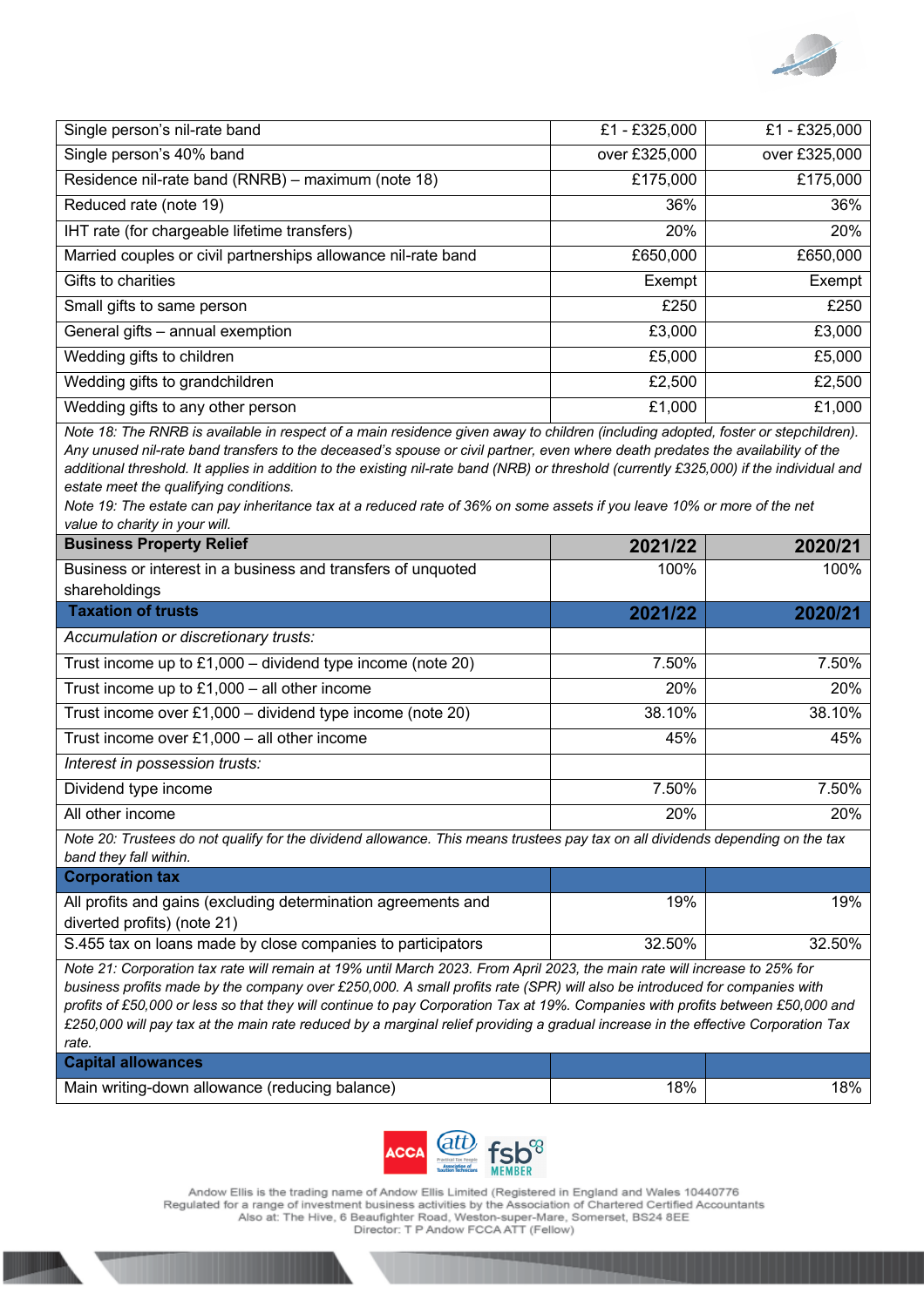| | | |
|---|---|---|
| Single person's nil-rate band | £1 - £325,000 | £1 - £325,000 |
| Single person's 40% band | over £325,000 | over £325,000 |
| Residence nil-rate band (RNRB) – maximum (note 18) | £175,000 | £175,000 |
| Reduced rate (note 19) | 36% | 36% |
| IHT rate (for chargeable lifetime transfers) | 20% | 20% |
| Married couples or civil partnerships allowance nil-rate band | £650,000 | £650,000 |
| Gifts to charities | Exempt | Exempt |
| Small gifts to same person | £250 | £250 |
| General gifts – annual exemption | £3,000 | £3,000 |
| Wedding gifts to children | £5,000 | £5,000 |
| Wedding gifts to grandchildren | £2,500 | £2,500 |
| Wedding gifts to any other person | £1,000 | £1,000 |

*Note 18: The RNRB is available in respect of a main residence given away to children (including adopted, foster or stepchildren). Any unused nil-rate band transfers to the deceased's spouse or civil partner, even where death predates the availability of the additional threshold. It applies in addition to the existing nil-rate band (NRB) or threshold (currently £325,000) if the individual and estate meet the qualifying conditions.*

*Note 19: The estate can pay inheritance tax at a reduced rate of 36% on some assets if you leave 10% or more of the net value to charity in your will.*

| **Business Property Relief** | **2021/22** | **2020/21** |
|---|---|---|
| Business or interest in a business and transfers of unquoted shareholdings | 100% | 100% |

| **Taxation of trusts** | **2021/22** | **2020/21** |
|---|---|---|
| *Accumulation or discretionary trusts:* | | |
| Trust income up to £1,000 – dividend type income (note 20) | 7.50% | 7.50% |
| Trust income up to £1,000 – all other income | 20% | 20% |
| Trust income over £1,000 – dividend type income (note 20) | 38.10% | 38.10% |
| Trust income over £1,000 – all other income | 45% | 45% |
| *Interest in possession trusts:* | | |
| Dividend type income | 7.50% | 7.50% |
| All other income | 20% | 20% |

*Note 20: Trustees do not qualify for the dividend allowance. This means trustees pay tax on all dividends depending on the tax band they fall within.*

| **Corporation tax** | | |
|---|---|---|
| All profits and gains (excluding determination agreements and diverted profits) (note 21) | 19% | 19% |
| S.455 tax on loans made by close companies to participators | 32.50% | 32.50% |

*Note 21: Corporation tax rate will remain at 19% until March 2023. From April 2023, the main rate will increase to 25% for business profits made by the company over £250,000. A small profits rate (SPR) will also be introduced for companies with profits of £50,000 or less so that they will continue to pay Corporation Tax at 19%. Companies with profits between £50,000 and £250,000 will pay tax at the main rate reduced by a marginal relief providing a gradual increase in the effective Corporation Tax rate.*

| **Capital allowances** | | |
|---|---|---|
| Main writing-down allowance (reducing balance) | 18% | 18% |

Andow Ellis is the trading name of Andow Ellis Limited (Registered in England and Wales 10440776
Regulated for a range of investment business activities by the Association of Chartered Certified Accountants
Also at: The Hive, 6 Beaufighter Road, Weston-super-Mare, Somerset, BS24 8EE
Director: T P Andow FCCA ATT (Fellow)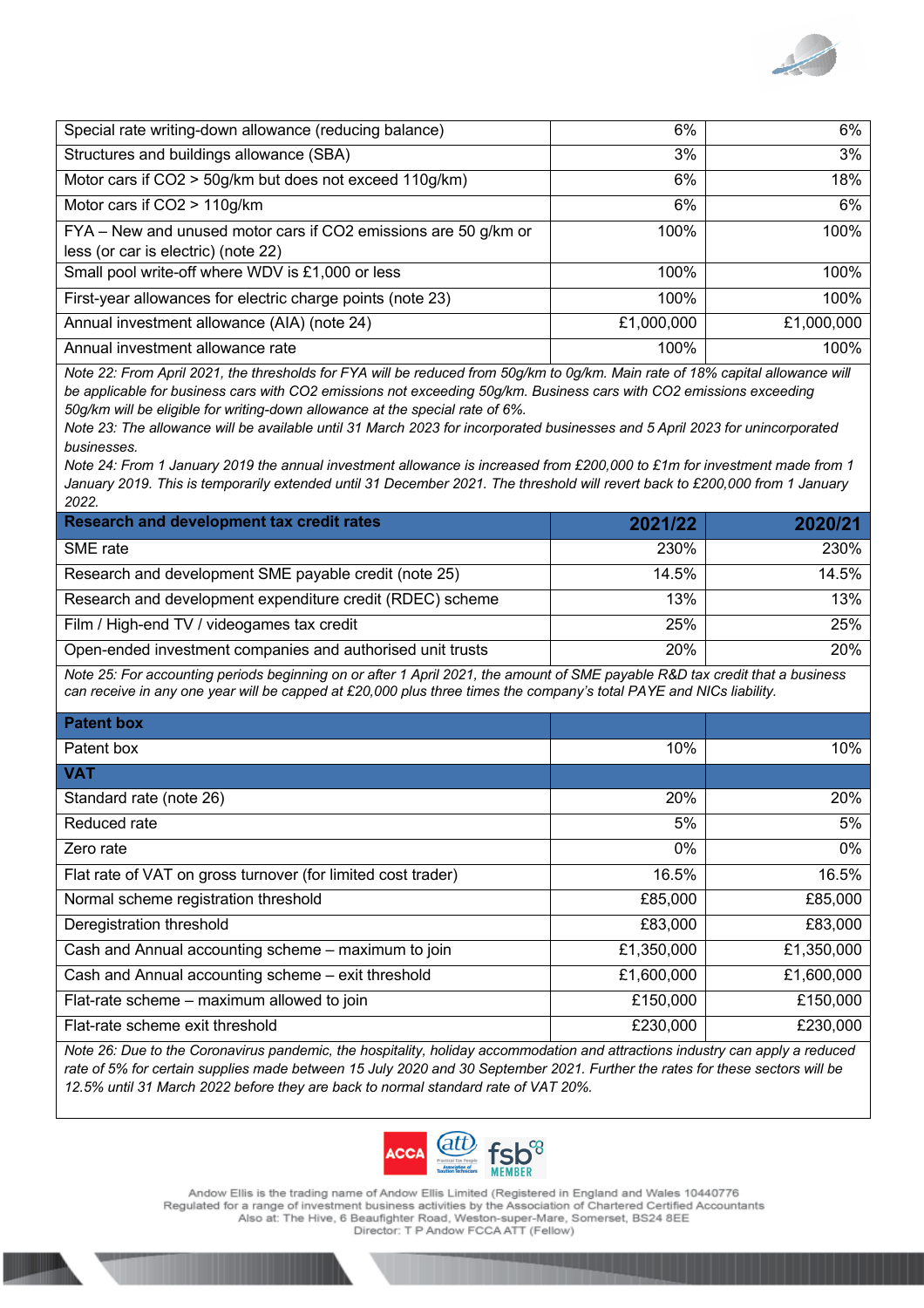| Special rate writing-down allowance (reducing balance) | 6% | 6% |
|---|---|---|
| Structures and buildings allowance (SBA) | 3% | 3% |
| Motor cars if $CO_2$ > 50g/km but does not exceed 110g/km) | 6% | 18% |
| Motor cars if $CO_2$ > 110g/km | 6% | 6% |
| FYA – New and unused motor cars if $CO_2$ emissions are 50 g/km or less (or car is electric) (note 22) | 100% | 100% |
| Small pool write-off where WDV is £1,000 or less | 100% | 100% |
| First-year allowances for electric charge points (note 23) | 100% | 100% |
| Annual investment allowance (AIA) (note 24) | £1,000,000 | £1,000,000 |
| Annual investment allowance rate | 100% | 100% |

*Note 22: From April 2021, the thresholds for FYA will be reduced from 50g/km to 0g/km. Main rate of 18% capital allowance will be applicable for business cars with $CO_2$ emissions not exceeding 50g/km. Business cars with $CO_2$ emissions exceeding 50g/km will be eligible for writing-down allowance at the special rate of 6%.*
*Note 23: The allowance will be available until 31 March 2023 for incorporated businesses and 5 April 2023 for unincorporated businesses.*
*Note 24: From 1 January 2019 the annual investment allowance is increased from £200,000 to £1m for investment made from 1 January 2019. This is temporarily extended until 31 December 2021. The threshold will revert back to £200,000 from 1 January 2022.*

| **Research and development tax credit rates** | **2021/22** | **2020/21** |
|---|---|---|
| SME rate | 230% | 230% |
| Research and development SME payable credit (note 25) | 14.5% | 14.5% |
| Research and development expenditure credit (RDEC) scheme | 13% | 13% |
| Film / High-end TV / videogames tax credit | 25% | 25% |
| Open-ended investment companies and authorised unit trusts | 20% | 20% |

*Note 25: For accounting periods beginning on or after 1 April 2021, the amount of SME payable R&D tax credit that a business can receive in any one year will be capped at £20,000 plus three times the company's total PAYE and NICs liability.*

| **Patent box** | | |
|---|---|---|
| Patent box | 10% | 10% |
| **VAT** | | |
| Standard rate (note 26) | 20% | 20% |
| Reduced rate | 5% | 5% |
| Zero rate | 0% | 0% |
| Flat rate of VAT on gross turnover (for limited cost trader) | 16.5% | 16.5% |
| Normal scheme registration threshold | £85,000 | £85,000 |
| Deregistration threshold | £83,000 | £83,000 |
| Cash and Annual accounting scheme – maximum to join | £1,350,000 | £1,350,000 |
| Cash and Annual accounting scheme – exit threshold | £1,600,000 | £1,600,000 |
| Flat-rate scheme – maximum allowed to join | £150,000 | £150,000 |
| Flat-rate scheme exit threshold | £230,000 | £230,000 |

*Note 26: Due to the Coronavirus pandemic, the hospitality, holiday accommodation and attractions industry can apply a reduced rate of 5% for certain supplies made between 15 July 2020 and 30 September 2021. Further the rates for these sectors will be 12.5% until 31 March 2022 before they are back to normal standard rate of VAT 20%.*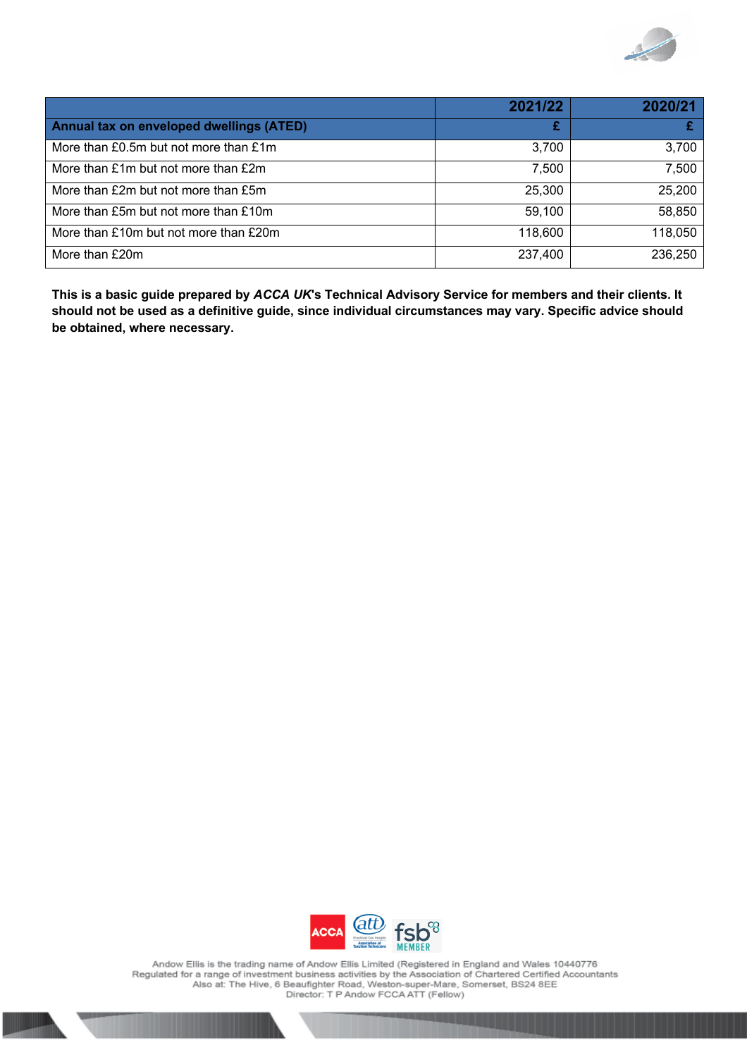| | 2021/22 | 2020/21 |
|---|---|---|
| **Annual tax on enveloped dwellings (ATED)** | **£** | **£** |
| More than £0.5m but not more than £1m | 3,700 | 3,700 |
| More than £1m but not more than £2m | 7,500 | 7,500 |
| More than £2m but not more than £5m | 25,300 | 25,200 |
| More than £5m but not more than £10m | 59,100 | 58,850 |
| More than £10m but not more than £20m | 118,600 | 118,050 |
| More than £20m | 237,400 | 236,250 |

**This is a basic guide prepared by *ACCA UK*'s Technical Advisory Service for members and their clients. It should not be used as a definitive guide, since individual circumstances may vary. Specific advice should be obtained, where necessary.**

Andow Ellis is the trading name of Andow Ellis Limited (Registered in England and Wales 10440776
Regulated for a range of investment business activities by the Association of Chartered Certified Accountants
Also at: The Hive, 6 Beaufighter Road, Weston-super-Mare, Somerset, BS24 8EE
Director: T P Andow FCCA ATT (Fellow)